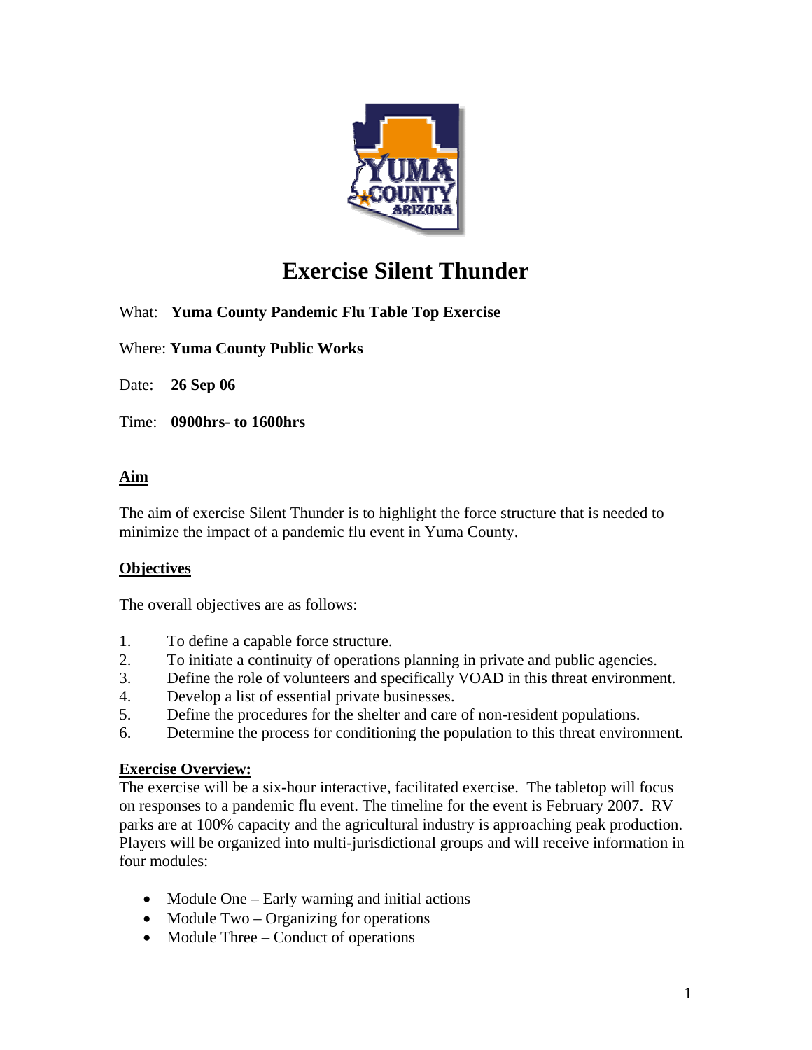# Exercise Silent Thunder

What: **Yuma County Pandemic Flu Table Top Exercise**

Where: **Yuma County Public Works**

Date: **26 Sep 06**

Time: **0900hrs- to 1600hrs**

## Aim

The aim of exercise Silent Thunder is to highlight the force structure that is needed to minimize the impact of a pandemic flu event in Yuma County.

## Objectives

The overall objectives are as follows:

1. To define a capable force structure.
2. To initiate a continuity of operations planning in private and public agencies.
3. Define the role of volunteers and specifically VOAD in this threat environment.
4. Develop a list of essential private businesses.
5. Define the procedures for the shelter and care of non-resident populations.
6. Determine the process for conditioning the population to this threat environment.

## Exercise Overview:

The exercise will be a six-hour interactive, facilitated exercise. The tabletop will focus on responses to a pandemic flu event. The timeline for the event is February 2007. RV parks are at 100% capacity and the agricultural industry is approaching peak production. Players will be organized into multi-jurisdictional groups and will receive information in four modules:

- Module One – Early warning and initial actions
- Module Two – Organizing for operations
- Module Three – Conduct of operations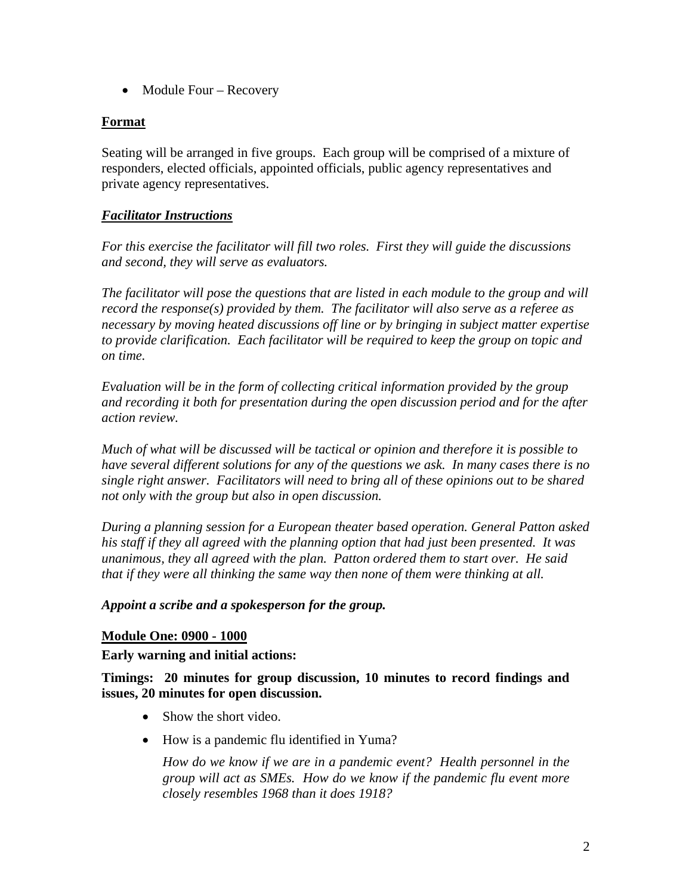- Module Four – Recovery

**Format**

Seating will be arranged in five groups. Each group will be comprised of a mixture of responders, elected officials, appointed officials, public agency representatives and private agency representatives.

***Facilitator Instructions***

*For this exercise the facilitator will fill two roles. First they will guide the discussions and second, they will serve as evaluators.*

*The facilitator will pose the questions that are listed in each module to the group and will record the response(s) provided by them. The facilitator will also serve as a referee as necessary by moving heated discussions off line or by bringing in subject matter expertise to provide clarification. Each facilitator will be required to keep the group on topic and on time.*

*Evaluation will be in the form of collecting critical information provided by the group and recording it both for presentation during the open discussion period and for the after action review.*

*Much of what will be discussed will be tactical or opinion and therefore it is possible to have several different solutions for any of the questions we ask. In many cases there is no single right answer. Facilitators will need to bring all of these opinions out to be shared not only with the group but also in open discussion.*

*During a planning session for a European theater based operation. General Patton asked his staff if they all agreed with the planning option that had just been presented. It was unanimous, they all agreed with the plan. Patton ordered them to start over. He said that if they were all thinking the same way then none of them were thinking at all.*

***Appoint a scribe and a spokesperson for the group.***

**Module One: 0900 - 1000**

**Early warning and initial actions:**

**Timings: 20 minutes for group discussion, 10 minutes to record findings and issues, 20 minutes for open discussion.**

- Show the short video.
- How is a pandemic flu identified in Yuma?

  *How do we know if we are in a pandemic event? Health personnel in the group will act as SMEs. How do we know if the pandemic flu event more closely resembles 1968 than it does 1918?*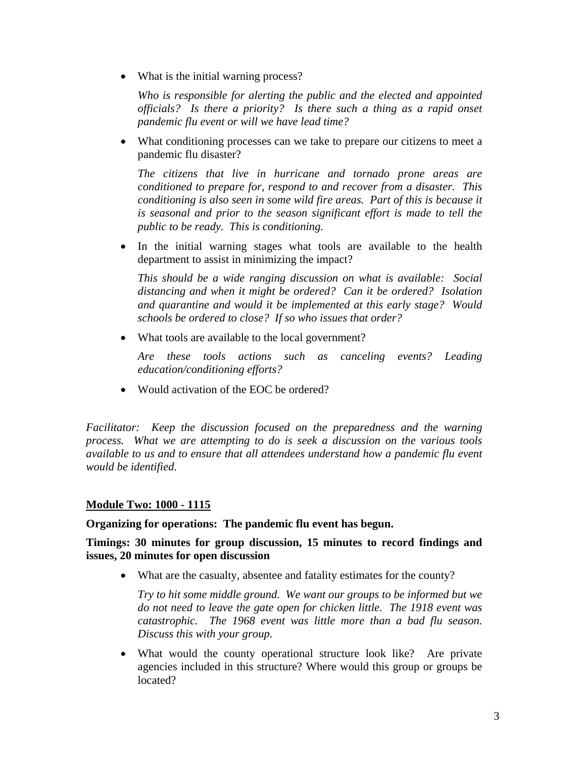- What is the initial warning process?

  *Who is responsible for alerting the public and the elected and appointed officials? Is there a priority? Is there such a thing as a rapid onset pandemic flu event or will we have lead time?*

- What conditioning processes can we take to prepare our citizens to meet a pandemic flu disaster?

  *The citizens that live in hurricane and tornado prone areas are conditioned to prepare for, respond to and recover from a disaster. This conditioning is also seen in some wild fire areas. Part of this is because it is seasonal and prior to the season significant effort is made to tell the public to be ready. This is conditioning.*

- In the initial warning stages what tools are available to the health department to assist in minimizing the impact?

  *This should be a wide ranging discussion on what is available: Social distancing and when it might be ordered? Can it be ordered? Isolation and quarantine and would it be implemented at this early stage? Would schools be ordered to close? If so who issues that order?*

- What tools are available to the local government?

  *Are these tools actions such as canceling events? Leading education/conditioning efforts?*

- Would activation of the EOC be ordered?

*Facilitator: Keep the discussion focused on the preparedness and the warning process. What we are attempting to do is seek a discussion on the various tools available to us and to ensure that all attendees understand how a pandemic flu event would be identified.*

## Module Two: 1000 - 1115

**Organizing for operations: The pandemic flu event has begun.**

**Timings: 30 minutes for group discussion, 15 minutes to record findings and issues, 20 minutes for open discussion**

- What are the casualty, absentee and fatality estimates for the county?

  *Try to hit some middle ground. We want our groups to be informed but we do not need to leave the gate open for chicken little. The 1918 event was catastrophic. The 1968 event was little more than a bad flu season. Discuss this with your group.*

- What would the county operational structure look like? Are private agencies included in this structure? Where would this group or groups be located?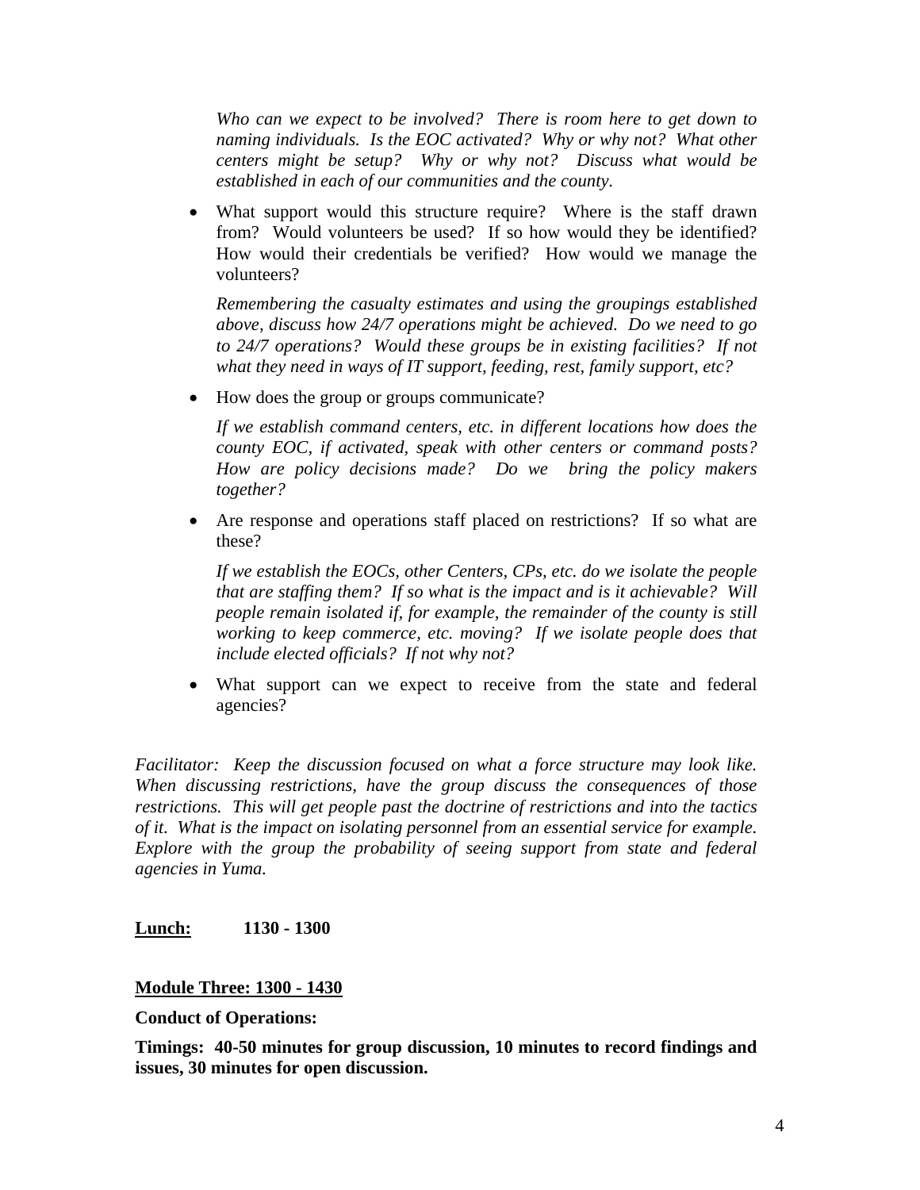*Who can we expect to be involved? There is room here to get down to naming individuals. Is the EOC activated? Why or why not? What other centers might be setup? Why or why not? Discuss what would be established in each of our communities and the county.*

- What support would this structure require? Where is the staff drawn from? Would volunteers be used? If so how would they be identified? How would their credentials be verified? How would we manage the volunteers?

  *Remembering the casualty estimates and using the groupings established above, discuss how 24/7 operations might be achieved. Do we need to go to 24/7 operations? Would these groups be in existing facilities? If not what they need in ways of IT support, feeding, rest, family support, etc?*

- How does the group or groups communicate?

  *If we establish command centers, etc. in different locations how does the county EOC, if activated, speak with other centers or command posts? How are policy decisions made? Do we bring the policy makers together?*

- Are response and operations staff placed on restrictions? If so what are these?

  *If we establish the EOCs, other Centers, CPs, etc. do we isolate the people that are staffing them? If so what is the impact and is it achievable? Will people remain isolated if, for example, the remainder of the county is still working to keep commerce, etc. moving? If we isolate people does that include elected officials? If not why not?*

- What support can we expect to receive from the state and federal agencies?

*Facilitator: Keep the discussion focused on what a force structure may look like. When discussing restrictions, have the group discuss the consequences of those restrictions. This will get people past the doctrine of restrictions and into the tactics of it. What is the impact on isolating personnel from an essential service for example. Explore with the group the probability of seeing support from state and federal agencies in Yuma.*

**<u>Lunch:</u>** **1130 - 1300**

**<u>Module Three: 1300 - 1430</u>**

**Conduct of Operations:**

**Timings: 40-50 minutes for group discussion, 10 minutes to record findings and issues, 30 minutes for open discussion.**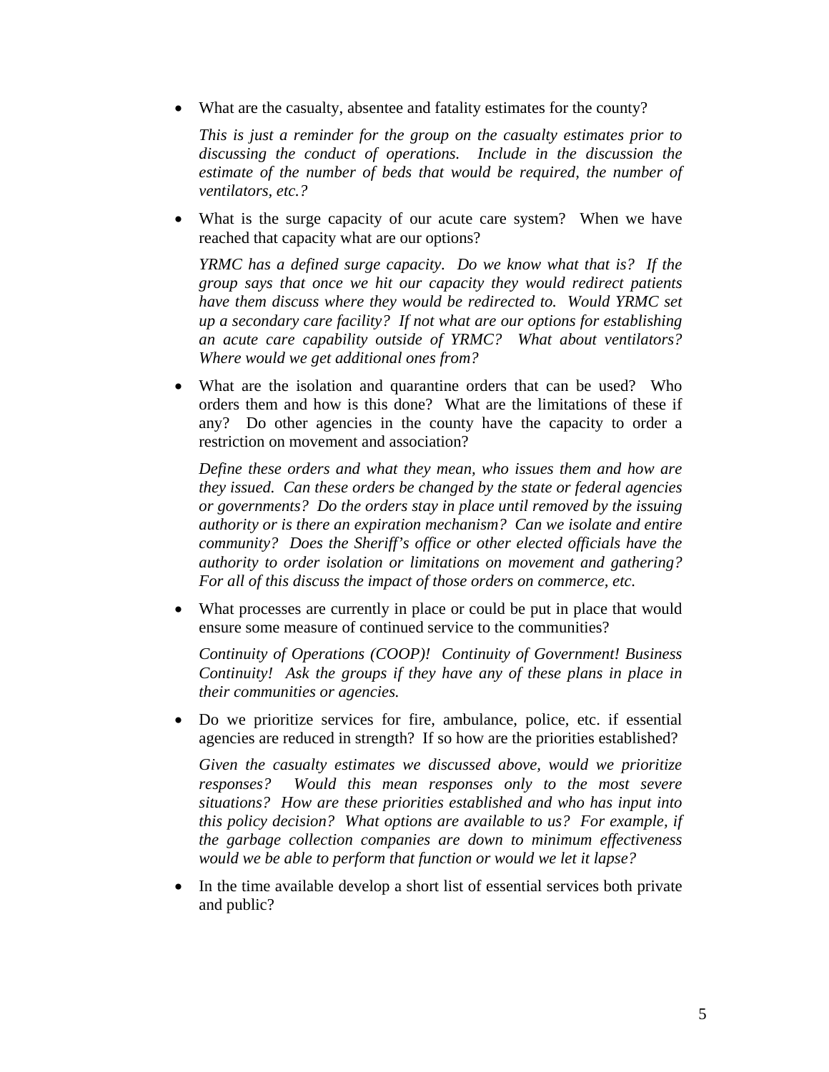- What are the casualty, absentee and fatality estimates for the county?

  *This is just a reminder for the group on the casualty estimates prior to discussing the conduct of operations. Include in the discussion the estimate of the number of beds that would be required, the number of ventilators, etc.?*

- What is the surge capacity of our acute care system? When we have reached that capacity what are our options?

  *YRMC has a defined surge capacity. Do we know what that is? If the group says that once we hit our capacity they would redirect patients have them discuss where they would be redirected to. Would YRMC set up a secondary care facility? If not what are our options for establishing an acute care capability outside of YRMC? What about ventilators? Where would we get additional ones from?*

- What are the isolation and quarantine orders that can be used? Who orders them and how is this done? What are the limitations of these if any? Do other agencies in the county have the capacity to order a restriction on movement and association?

  *Define these orders and what they mean, who issues them and how are they issued. Can these orders be changed by the state or federal agencies or governments? Do the orders stay in place until removed by the issuing authority or is there an expiration mechanism? Can we isolate and entire community? Does the Sheriff's office or other elected officials have the authority to order isolation or limitations on movement and gathering? For all of this discuss the impact of those orders on commerce, etc.*

- What processes are currently in place or could be put in place that would ensure some measure of continued service to the communities?

  *Continuity of Operations (COOP)! Continuity of Government! Business Continuity! Ask the groups if they have any of these plans in place in their communities or agencies.*

- Do we prioritize services for fire, ambulance, police, etc. if essential agencies are reduced in strength? If so how are the priorities established?

  *Given the casualty estimates we discussed above, would we prioritize responses? Would this mean responses only to the most severe situations? How are these priorities established and who has input into this policy decision? What options are available to us? For example, if the garbage collection companies are down to minimum effectiveness would we be able to perform that function or would we let it lapse?*

- In the time available develop a short list of essential services both private and public?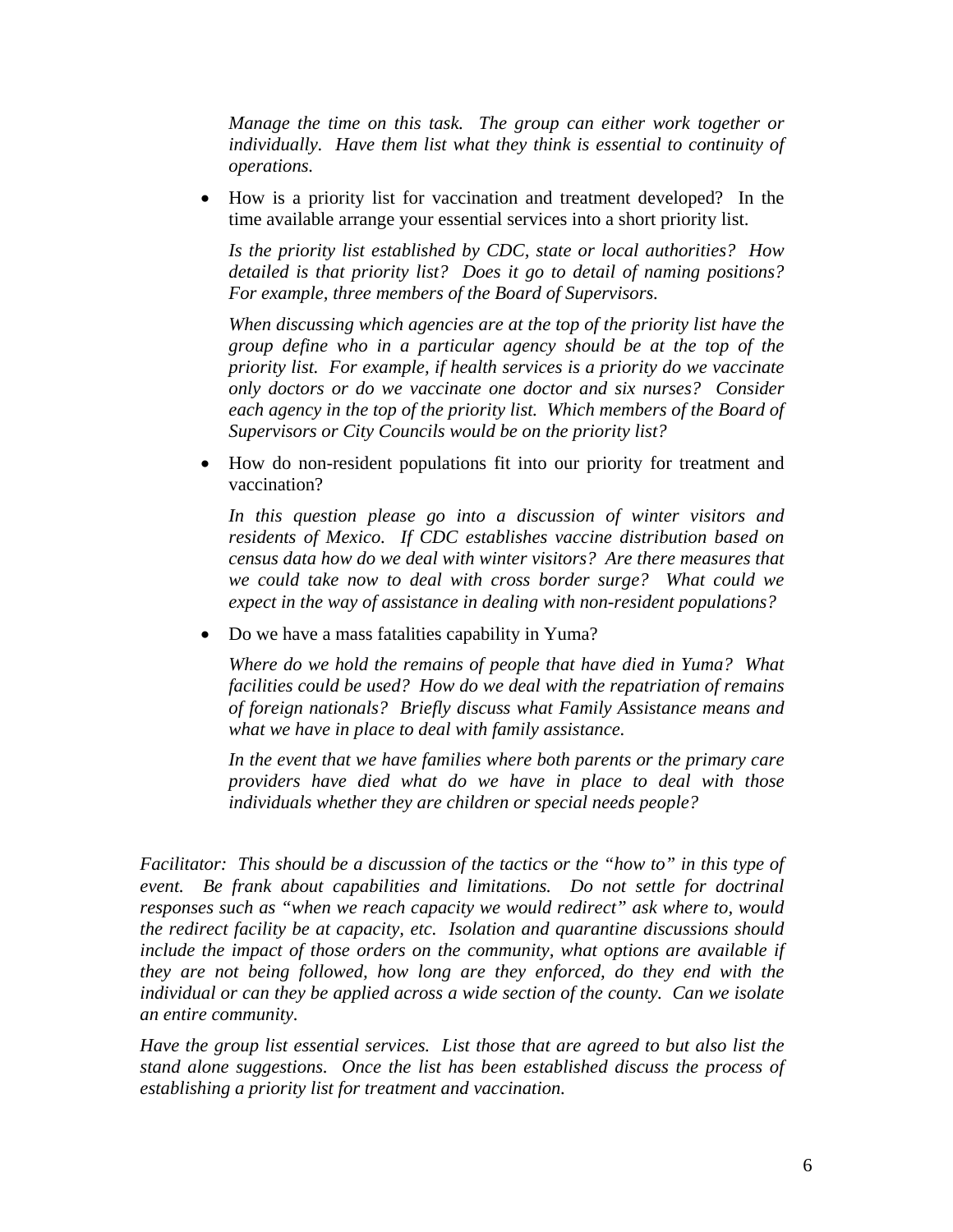*Manage the time on this task. The group can either work together or individually. Have them list what they think is essential to continuity of operations.*

- How is a priority list for vaccination and treatment developed? In the time available arrange your essential services into a short priority list.

  *Is the priority list established by CDC, state or local authorities? How detailed is that priority list? Does it go to detail of naming positions? For example, three members of the Board of Supervisors.*

  *When discussing which agencies are at the top of the priority list have the group define who in a particular agency should be at the top of the priority list. For example, if health services is a priority do we vaccinate only doctors or do we vaccinate one doctor and six nurses? Consider each agency in the top of the priority list. Which members of the Board of Supervisors or City Councils would be on the priority list?*

- How do non-resident populations fit into our priority for treatment and vaccination?

  *In this question please go into a discussion of winter visitors and residents of Mexico. If CDC establishes vaccine distribution based on census data how do we deal with winter visitors? Are there measures that we could take now to deal with cross border surge? What could we expect in the way of assistance in dealing with non-resident populations?*

- Do we have a mass fatalities capability in Yuma?

  *Where do we hold the remains of people that have died in Yuma? What facilities could be used? How do we deal with the repatriation of remains of foreign nationals? Briefly discuss what Family Assistance means and what we have in place to deal with family assistance.*

  *In the event that we have families where both parents or the primary care providers have died what do we have in place to deal with those individuals whether they are children or special needs people?*

*Facilitator: This should be a discussion of the tactics or the "how to" in this type of event. Be frank about capabilities and limitations. Do not settle for doctrinal responses such as "when we reach capacity we would redirect" ask where to, would the redirect facility be at capacity, etc. Isolation and quarantine discussions should include the impact of those orders on the community, what options are available if they are not being followed, how long are they enforced, do they end with the individual or can they be applied across a wide section of the county. Can we isolate an entire community.*

*Have the group list essential services. List those that are agreed to but also list the stand alone suggestions. Once the list has been established discuss the process of establishing a priority list for treatment and vaccination.*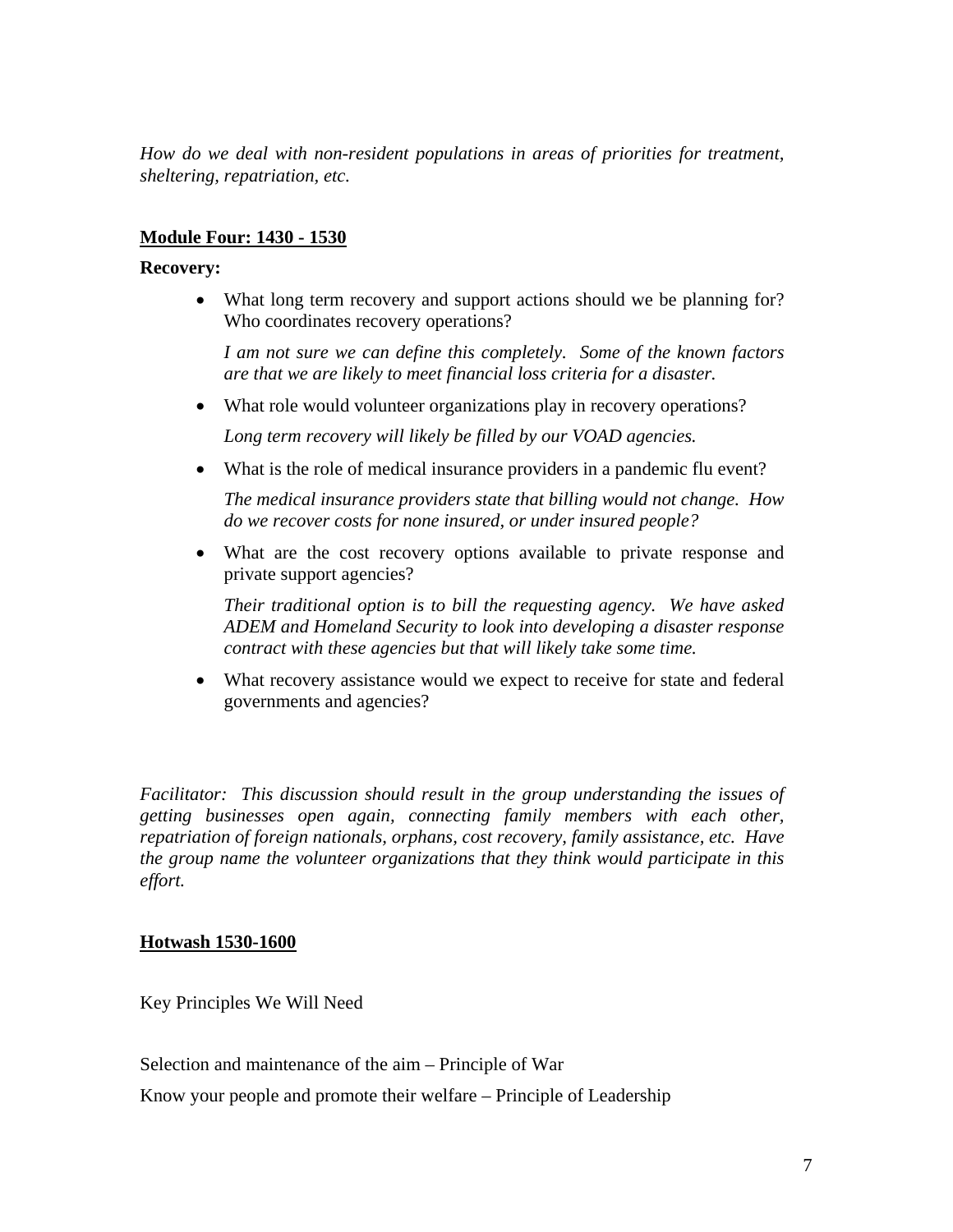*How do we deal with non-resident populations in areas of priorities for treatment, sheltering, repatriation, etc.*

**Module Four: 1430 - 1530**

**Recovery:**

- What long term recovery and support actions should we be planning for? Who coordinates recovery operations?

  *I am not sure we can define this completely. Some of the known factors are that we are likely to meet financial loss criteria for a disaster.*

- What role would volunteer organizations play in recovery operations?

  *Long term recovery will likely be filled by our VOAD agencies.*

- What is the role of medical insurance providers in a pandemic flu event?

  *The medical insurance providers state that billing would not change. How do we recover costs for none insured, or under insured people?*

- What are the cost recovery options available to private response and private support agencies?

  *Their traditional option is to bill the requesting agency. We have asked ADEM and Homeland Security to look into developing a disaster response contract with these agencies but that will likely take some time.*

- What recovery assistance would we expect to receive for state and federal governments and agencies?

*Facilitator: This discussion should result in the group understanding the issues of getting businesses open again, connecting family members with each other, repatriation of foreign nationals, orphans, cost recovery, family assistance, etc. Have the group name the volunteer organizations that they think would participate in this effort.*

**Hotwash 1530-1600**

Key Principles We Will Need

Selection and maintenance of the aim – Principle of War

Know your people and promote their welfare – Principle of Leadership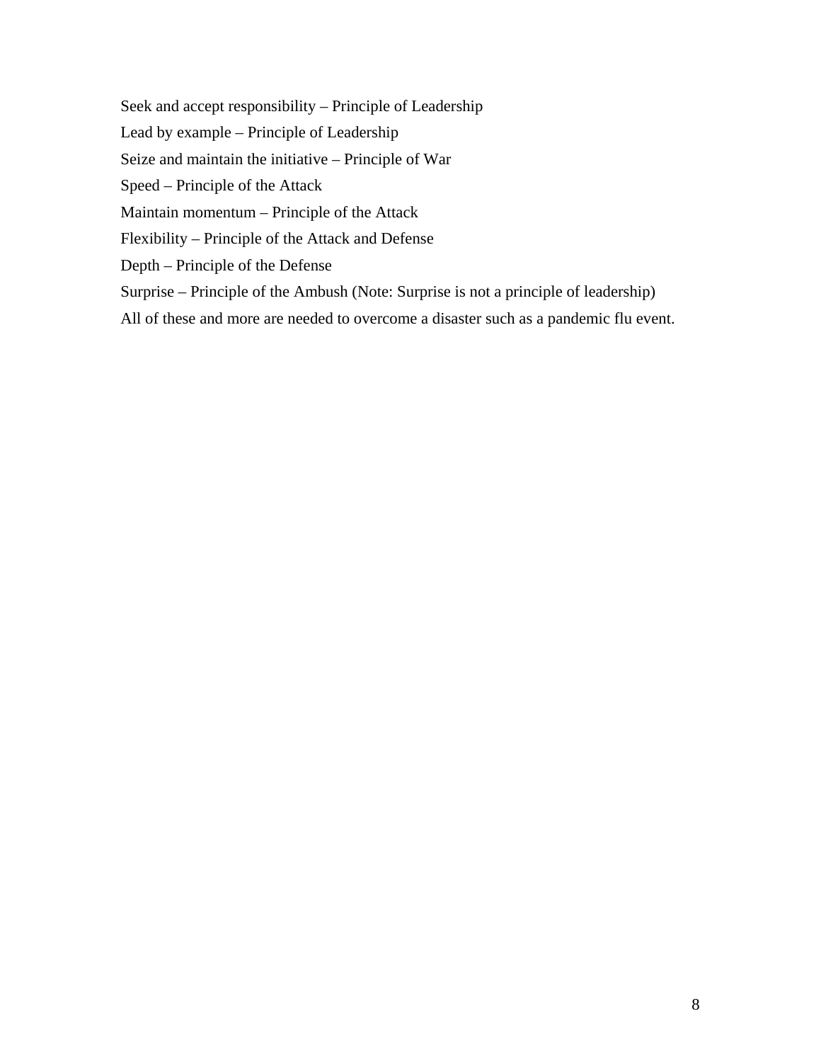Seek and accept responsibility – Principle of Leadership

Lead by example – Principle of Leadership

Seize and maintain the initiative – Principle of War

Speed – Principle of the Attack

Maintain momentum – Principle of the Attack

Flexibility – Principle of the Attack and Defense

Depth – Principle of the Defense

Surprise – Principle of the Ambush (Note: Surprise is not a principle of leadership)

All of these and more are needed to overcome a disaster such as a pandemic flu event.